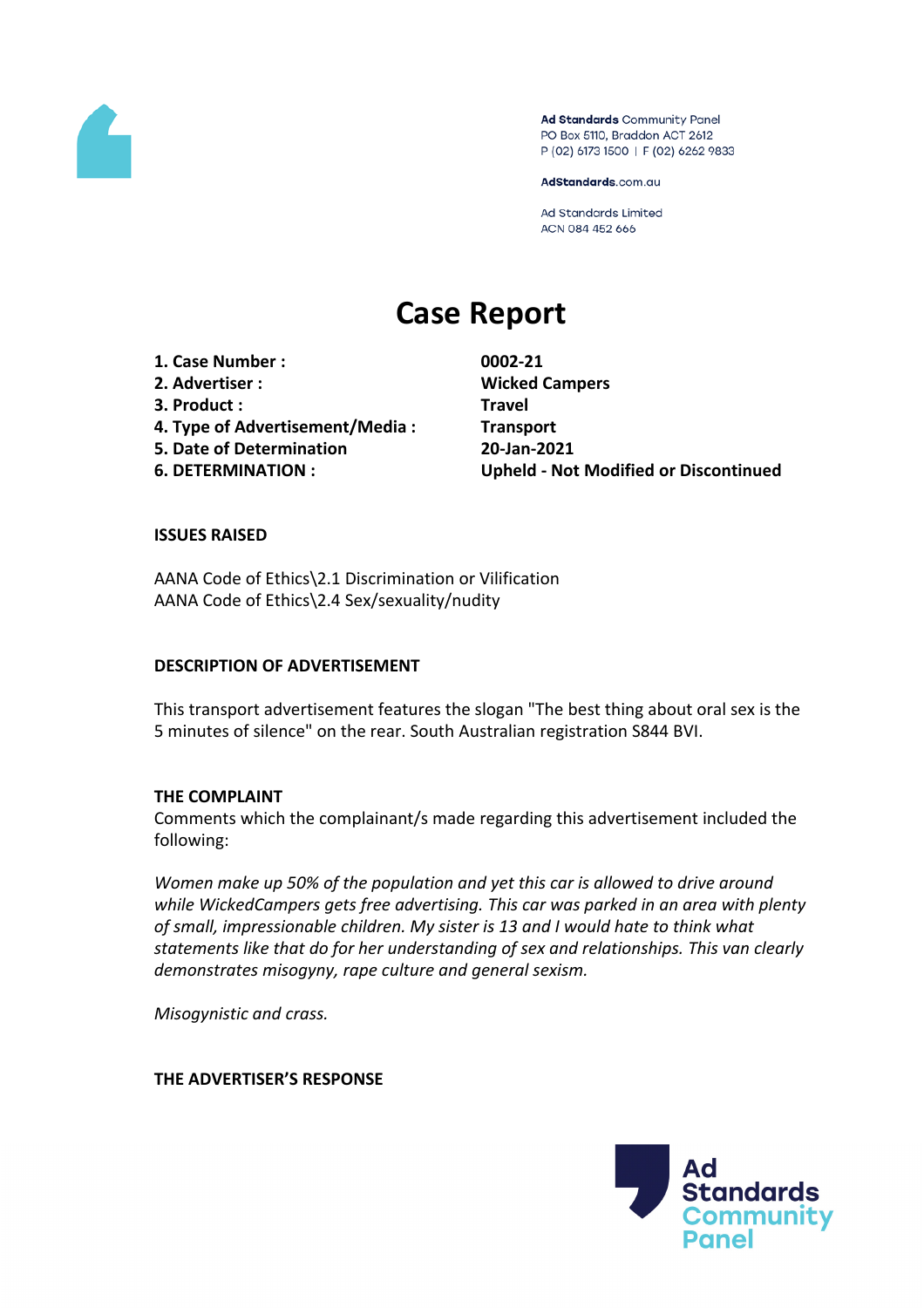Ad Standards Community Panel
PO Box 5110, Braddon ACT 2612
P (02) 6173 1500 | F (02) 6262 9833

AdStandards.com.au

Ad Standards Limited
ACN 084 452 666

# Case Report

| | |
|---|---|
| **1. Case Number :** | **0002-21** |
| **2. Advertiser :** | **Wicked Campers** |
| **3. Product :** | **Travel** |
| **4. Type of Advertisement/Media :** | **Transport** |
| **5. Date of Determination** | **20-Jan-2021** |
| **6. DETERMINATION :** | **Upheld - Not Modified or Discontinued** |

## ISSUES RAISED

AANA Code of Ethics\2.1 Discrimination or Vilification
AANA Code of Ethics\2.4 Sex/sexuality/nudity

## DESCRIPTION OF ADVERTISEMENT

This transport advertisement features the slogan "The best thing about oral sex is the 5 minutes of silence" on the rear. South Australian registration S844 BVI.

## THE COMPLAINT

Comments which the complainant/s made regarding this advertisement included the following:

*Women make up 50% of the population and yet this car is allowed to drive around while WickedCampers gets free advertising. This car was parked in an area with plenty of small, impressionable children. My sister is 13 and I would hate to think what statements like that do for her understanding of sex and relationships. This van clearly demonstrates misogyny, rape culture and general sexism.*

*Misogynistic and crass.*

## THE ADVERTISER'S RESPONSE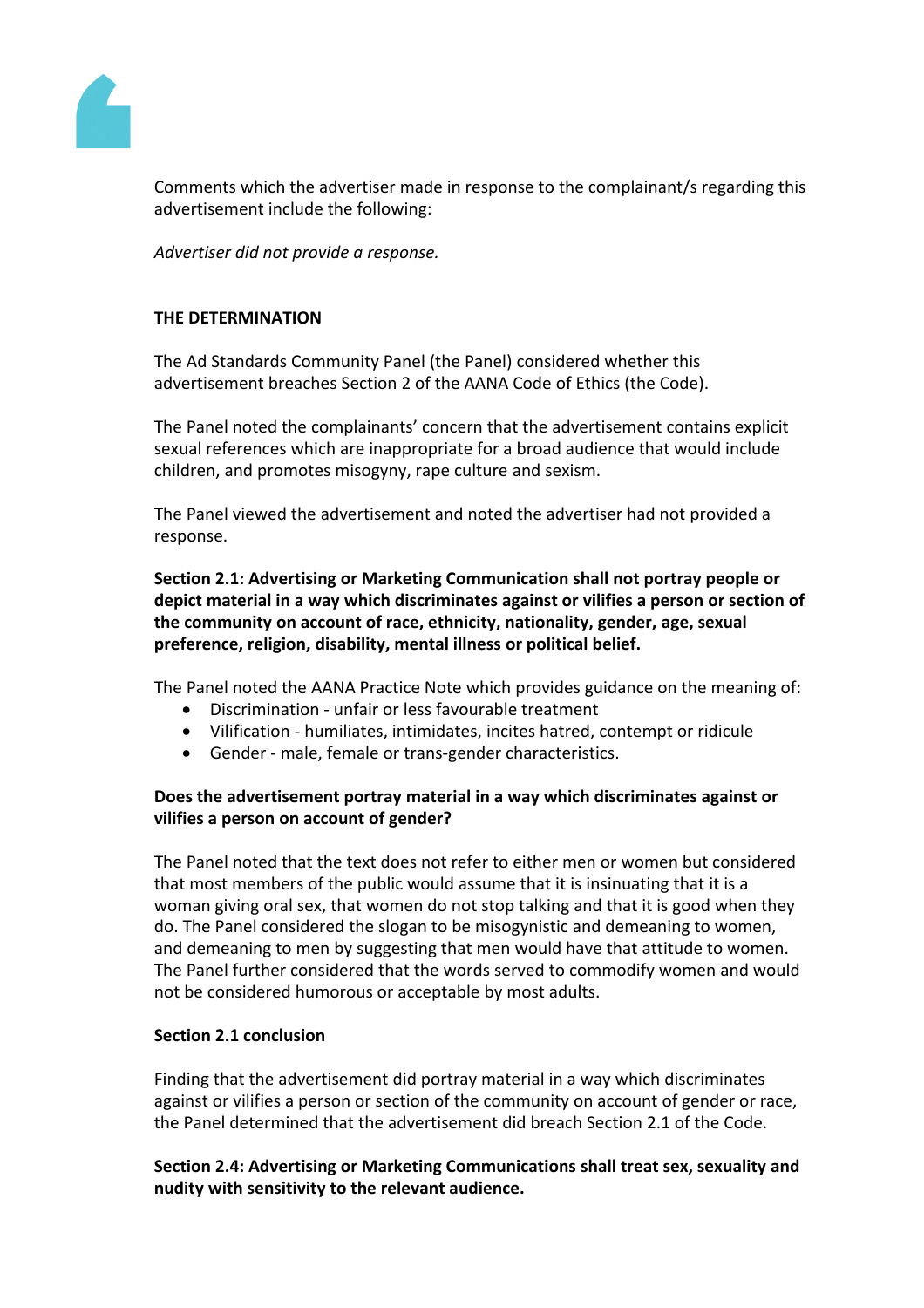Comments which the advertiser made in response to the complainant/s regarding this advertisement include the following:

*Advertiser did not provide a response.*

**THE DETERMINATION**

The Ad Standards Community Panel (the Panel) considered whether this advertisement breaches Section 2 of the AANA Code of Ethics (the Code).

The Panel noted the complainants' concern that the advertisement contains explicit sexual references which are inappropriate for a broad audience that would include children, and promotes misogyny, rape culture and sexism.

The Panel viewed the advertisement and noted the advertiser had not provided a response.

**Section 2.1: Advertising or Marketing Communication shall not portray people or depict material in a way which discriminates against or vilifies a person or section of the community on account of race, ethnicity, nationality, gender, age, sexual preference, religion, disability, mental illness or political belief.**

The Panel noted the AANA Practice Note which provides guidance on the meaning of:

- Discrimination - unfair or less favourable treatment
- Vilification - humiliates, intimidates, incites hatred, contempt or ridicule
- Gender - male, female or trans-gender characteristics.

**Does the advertisement portray material in a way which discriminates against or vilifies a person on account of gender?**

The Panel noted that the text does not refer to either men or women but considered that most members of the public would assume that it is insinuating that it is a woman giving oral sex, that women do not stop talking and that it is good when they do. The Panel considered the slogan to be misogynistic and demeaning to women, and demeaning to men by suggesting that men would have that attitude to women. The Panel further considered that the words served to commodify women and would not be considered humorous or acceptable by most adults.

**Section 2.1 conclusion**

Finding that the advertisement did portray material in a way which discriminates against or vilifies a person or section of the community on account of gender or race, the Panel determined that the advertisement did breach Section 2.1 of the Code.

**Section 2.4: Advertising or Marketing Communications shall treat sex, sexuality and nudity with sensitivity to the relevant audience.**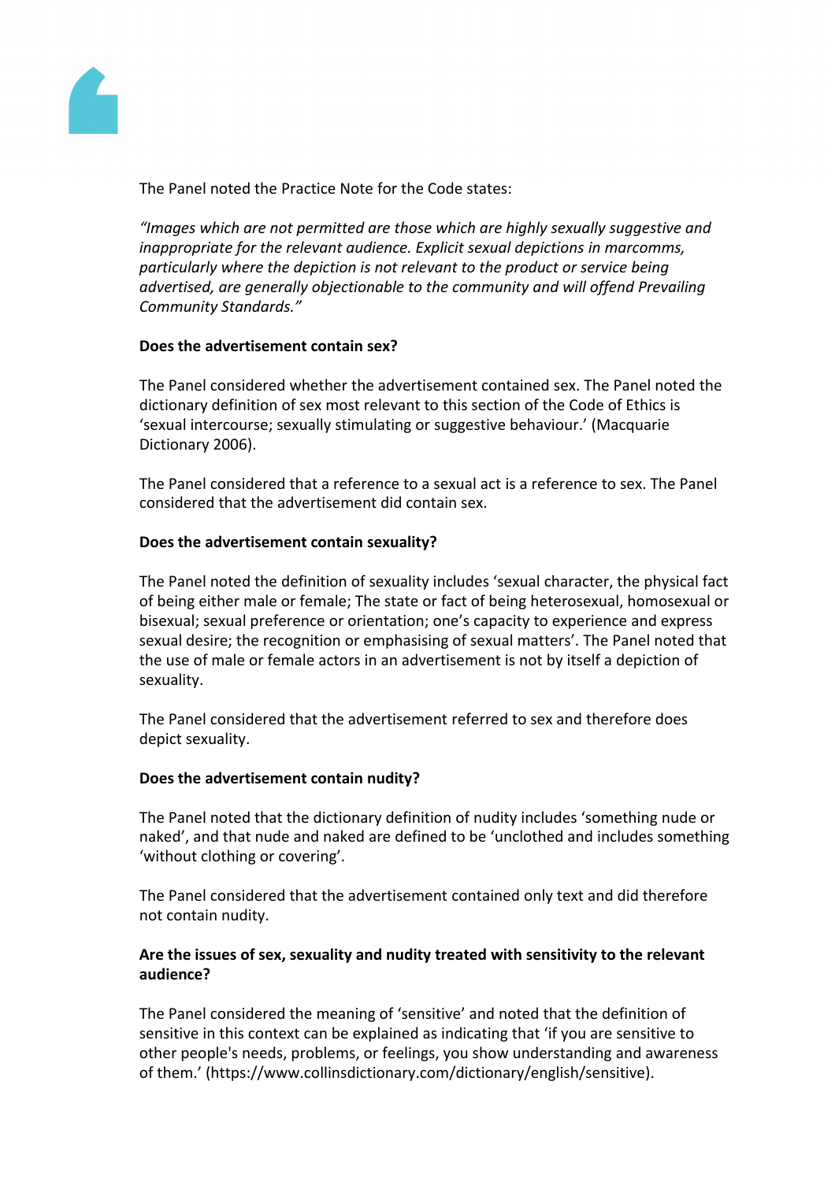The Panel noted the Practice Note for the Code states:

*"Images which are not permitted are those which are highly sexually suggestive and inappropriate for the relevant audience. Explicit sexual depictions in marcomms, particularly where the depiction is not relevant to the product or service being advertised, are generally objectionable to the community and will offend Prevailing Community Standards."*

**Does the advertisement contain sex?**

The Panel considered whether the advertisement contained sex. The Panel noted the dictionary definition of sex most relevant to this section of the Code of Ethics is 'sexual intercourse; sexually stimulating or suggestive behaviour.' (Macquarie Dictionary 2006).

The Panel considered that a reference to a sexual act is a reference to sex. The Panel considered that the advertisement did contain sex.

**Does the advertisement contain sexuality?**

The Panel noted the definition of sexuality includes 'sexual character, the physical fact of being either male or female; The state or fact of being heterosexual, homosexual or bisexual; sexual preference or orientation; one's capacity to experience and express sexual desire; the recognition or emphasising of sexual matters'. The Panel noted that the use of male or female actors in an advertisement is not by itself a depiction of sexuality.

The Panel considered that the advertisement referred to sex and therefore does depict sexuality.

**Does the advertisement contain nudity?**

The Panel noted that the dictionary definition of nudity includes 'something nude or naked', and that nude and naked are defined to be 'unclothed and includes something 'without clothing or covering'.

The Panel considered that the advertisement contained only text and did therefore not contain nudity.

**Are the issues of sex, sexuality and nudity treated with sensitivity to the relevant audience?**

The Panel considered the meaning of 'sensitive' and noted that the definition of sensitive in this context can be explained as indicating that 'if you are sensitive to other people's needs, problems, or feelings, you show understanding and awareness of them.' (https://www.collinsdictionary.com/dictionary/english/sensitive).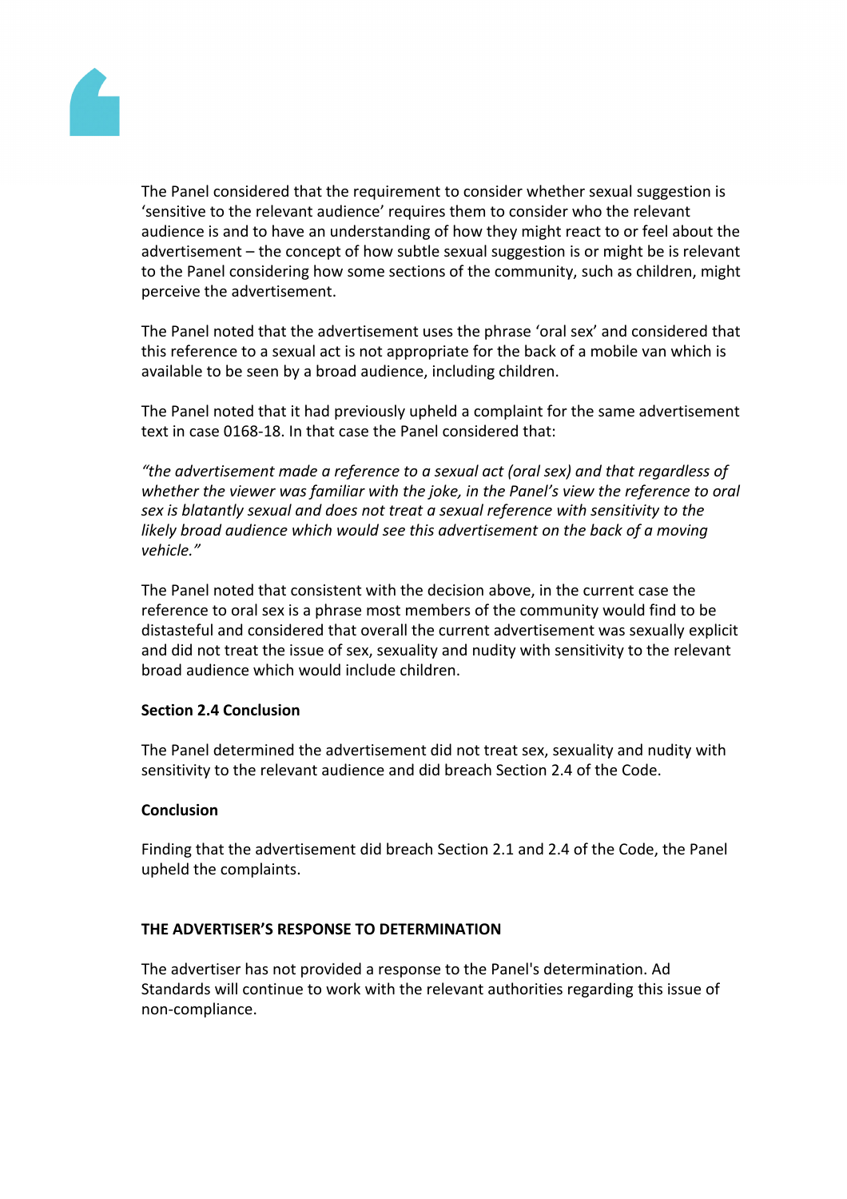The Panel considered that the requirement to consider whether sexual suggestion is 'sensitive to the relevant audience' requires them to consider who the relevant audience is and to have an understanding of how they might react to or feel about the advertisement – the concept of how subtle sexual suggestion is or might be is relevant to the Panel considering how some sections of the community, such as children, might perceive the advertisement.

The Panel noted that the advertisement uses the phrase 'oral sex' and considered that this reference to a sexual act is not appropriate for the back of a mobile van which is available to be seen by a broad audience, including children.

The Panel noted that it had previously upheld a complaint for the same advertisement text in case 0168-18. In that case the Panel considered that:

*"the advertisement made a reference to a sexual act (oral sex) and that regardless of whether the viewer was familiar with the joke, in the Panel's view the reference to oral sex is blatantly sexual and does not treat a sexual reference with sensitivity to the likely broad audience which would see this advertisement on the back of a moving vehicle."*

The Panel noted that consistent with the decision above, in the current case the reference to oral sex is a phrase most members of the community would find to be distasteful and considered that overall the current advertisement was sexually explicit and did not treat the issue of sex, sexuality and nudity with sensitivity to the relevant broad audience which would include children.

**Section 2.4 Conclusion**

The Panel determined the advertisement did not treat sex, sexuality and nudity with sensitivity to the relevant audience and did breach Section 2.4 of the Code.

**Conclusion**

Finding that the advertisement did breach Section 2.1 and 2.4 of the Code, the Panel upheld the complaints.

**THE ADVERTISER'S RESPONSE TO DETERMINATION**

The advertiser has not provided a response to the Panel's determination. Ad Standards will continue to work with the relevant authorities regarding this issue of non-compliance.